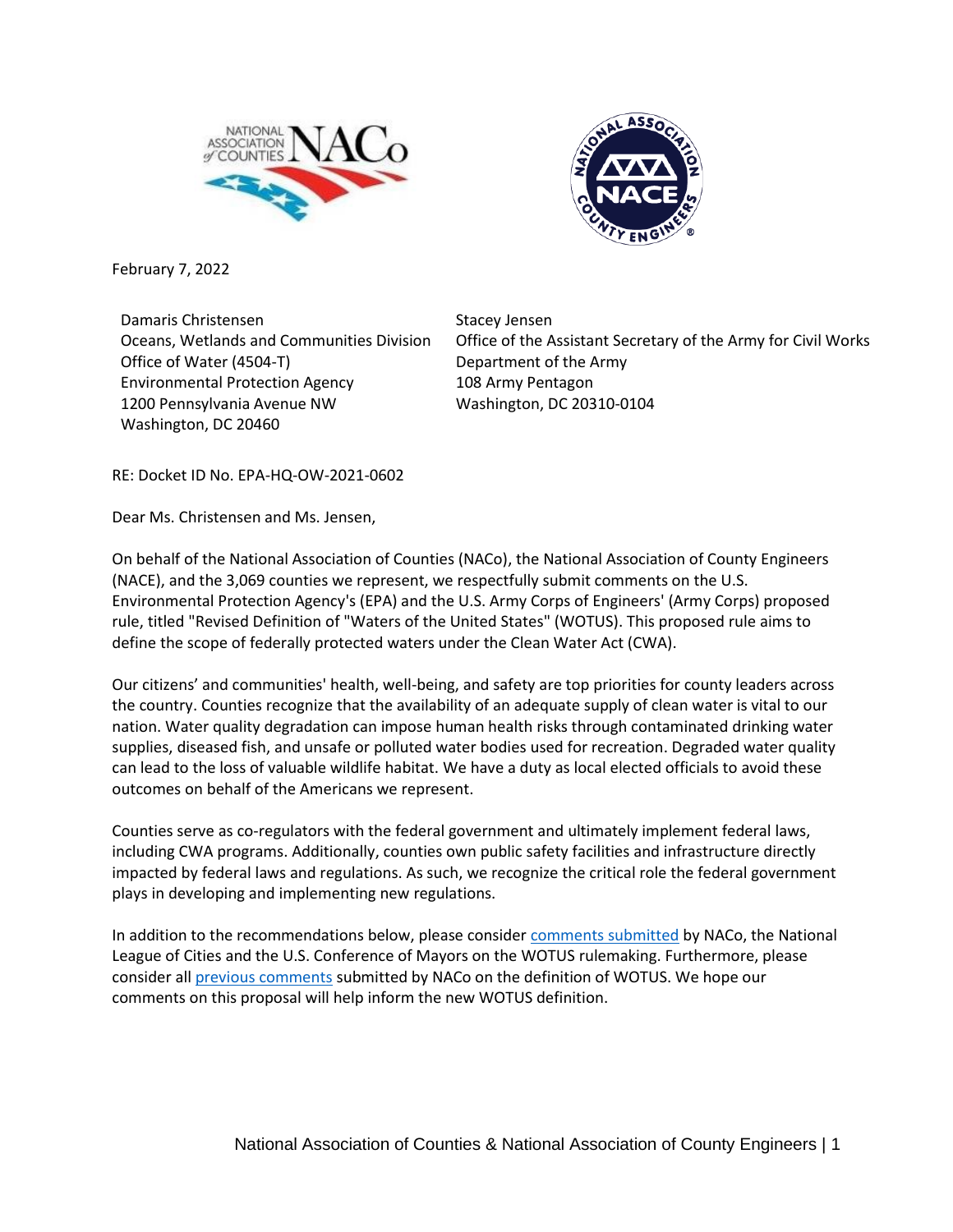February 7, 2022

Damaris Christensen
Oceans, Wetlands and Communities Division
Office of Water (4504-T)
Environmental Protection Agency
1200 Pennsylvania Avenue NW
Washington, DC 20460

Stacey Jensen
Office of the Assistant Secretary of the Army for Civil Works
Department of the Army
108 Army Pentagon
Washington, DC 20310-0104

RE: Docket ID No. EPA-HQ-OW-2021-0602

Dear Ms. Christensen and Ms. Jensen,

On behalf of the National Association of Counties (NACo), the National Association of County Engineers (NACE), and the 3,069 counties we represent, we respectfully submit comments on the U.S. Environmental Protection Agency's (EPA) and the U.S. Army Corps of Engineers' (Army Corps) proposed rule, titled "Revised Definition of "Waters of the United States" (WOTUS). This proposed rule aims to define the scope of federally protected waters under the Clean Water Act (CWA).

Our citizens' and communities' health, well-being, and safety are top priorities for county leaders across the country. Counties recognize that the availability of an adequate supply of clean water is vital to our nation. Water quality degradation can impose human health risks through contaminated drinking water supplies, diseased fish, and unsafe or polluted water bodies used for recreation. Degraded water quality can lead to the loss of valuable wildlife habitat. We have a duty as local elected officials to avoid these outcomes on behalf of the Americans we represent.

Counties serve as co-regulators with the federal government and ultimately implement federal laws, including CWA programs. Additionally, counties own public safety facilities and infrastructure directly impacted by federal laws and regulations. As such, we recognize the critical role the federal government plays in developing and implementing new regulations.

In addition to the recommendations below, please consider comments submitted by NACo, the National League of Cities and the U.S. Conference of Mayors on the WOTUS rulemaking. Furthermore, please consider all previous comments submitted by NACo on the definition of WOTUS. We hope our comments on this proposal will help inform the new WOTUS definition.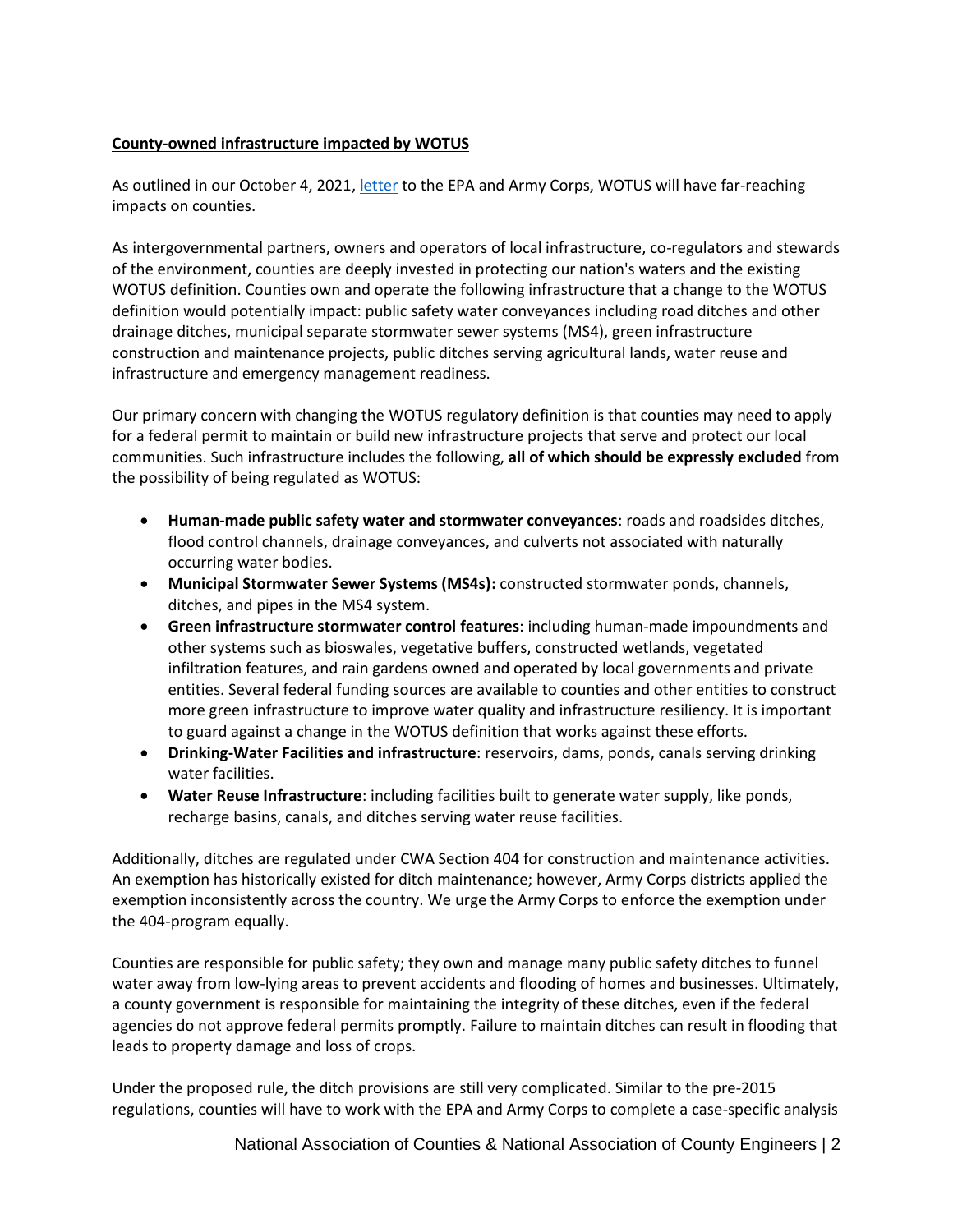**County-owned infrastructure impacted by WOTUS**

As outlined in our October 4, 2021, letter to the EPA and Army Corps, WOTUS will have far-reaching impacts on counties.

As intergovernmental partners, owners and operators of local infrastructure, co-regulators and stewards of the environment, counties are deeply invested in protecting our nation's waters and the existing WOTUS definition. Counties own and operate the following infrastructure that a change to the WOTUS definition would potentially impact: public safety water conveyances including road ditches and other drainage ditches, municipal separate stormwater sewer systems (MS4), green infrastructure construction and maintenance projects, public ditches serving agricultural lands, water reuse and infrastructure and emergency management readiness.

Our primary concern with changing the WOTUS regulatory definition is that counties may need to apply for a federal permit to maintain or build new infrastructure projects that serve and protect our local communities. Such infrastructure includes the following, **all of which should be expressly excluded** from the possibility of being regulated as WOTUS:

- **Human-made public safety water and stormwater conveyances**: roads and roadsides ditches, flood control channels, drainage conveyances, and culverts not associated with naturally occurring water bodies.
- **Municipal Stormwater Sewer Systems (MS4s):** constructed stormwater ponds, channels, ditches, and pipes in the MS4 system.
- **Green infrastructure stormwater control features**: including human-made impoundments and other systems such as bioswales, vegetative buffers, constructed wetlands, vegetated infiltration features, and rain gardens owned and operated by local governments and private entities. Several federal funding sources are available to counties and other entities to construct more green infrastructure to improve water quality and infrastructure resiliency. It is important to guard against a change in the WOTUS definition that works against these efforts.
- **Drinking-Water Facilities and infrastructure**: reservoirs, dams, ponds, canals serving drinking water facilities.
- **Water Reuse Infrastructure**: including facilities built to generate water supply, like ponds, recharge basins, canals, and ditches serving water reuse facilities.

Additionally, ditches are regulated under CWA Section 404 for construction and maintenance activities. An exemption has historically existed for ditch maintenance; however, Army Corps districts applied the exemption inconsistently across the country. We urge the Army Corps to enforce the exemption under the 404-program equally.

Counties are responsible for public safety; they own and manage many public safety ditches to funnel water away from low-lying areas to prevent accidents and flooding of homes and businesses. Ultimately, a county government is responsible for maintaining the integrity of these ditches, even if the federal agencies do not approve federal permits promptly. Failure to maintain ditches can result in flooding that leads to property damage and loss of crops.

Under the proposed rule, the ditch provisions are still very complicated. Similar to the pre-2015 regulations, counties will have to work with the EPA and Army Corps to complete a case-specific analysis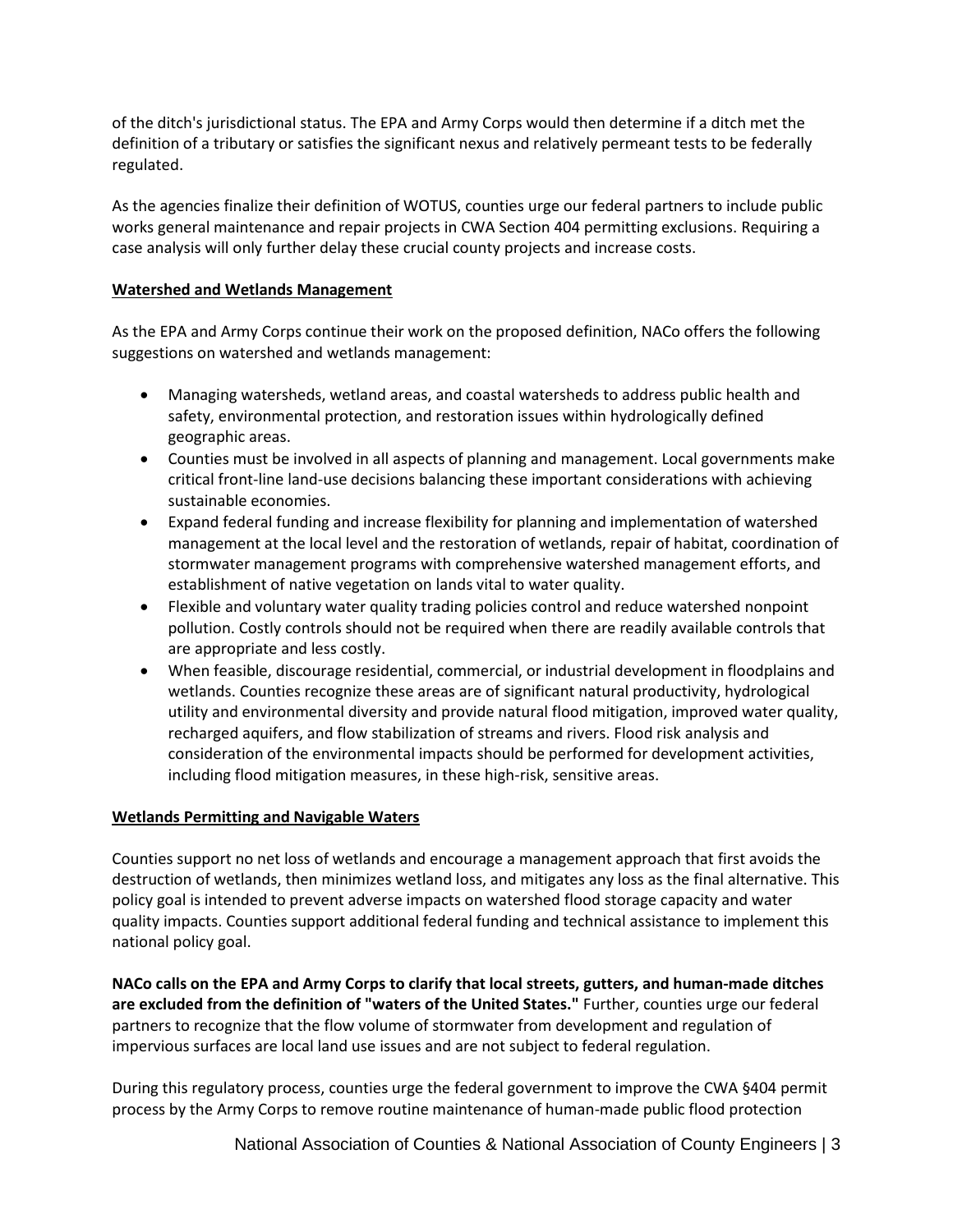of the ditch's jurisdictional status. The EPA and Army Corps would then determine if a ditch met the definition of a tributary or satisfies the significant nexus and relatively permeant tests to be federally regulated.

As the agencies finalize their definition of WOTUS, counties urge our federal partners to include public works general maintenance and repair projects in CWA Section 404 permitting exclusions. Requiring a case analysis will only further delay these crucial county projects and increase costs.

## Watershed and Wetlands Management

As the EPA and Army Corps continue their work on the proposed definition, NACo offers the following suggestions on watershed and wetlands management:

- Managing watersheds, wetland areas, and coastal watersheds to address public health and safety, environmental protection, and restoration issues within hydrologically defined geographic areas.
- Counties must be involved in all aspects of planning and management. Local governments make critical front-line land-use decisions balancing these important considerations with achieving sustainable economies.
- Expand federal funding and increase flexibility for planning and implementation of watershed management at the local level and the restoration of wetlands, repair of habitat, coordination of stormwater management programs with comprehensive watershed management efforts, and establishment of native vegetation on lands vital to water quality.
- Flexible and voluntary water quality trading policies control and reduce watershed nonpoint pollution. Costly controls should not be required when there are readily available controls that are appropriate and less costly.
- When feasible, discourage residential, commercial, or industrial development in floodplains and wetlands. Counties recognize these areas are of significant natural productivity, hydrological utility and environmental diversity and provide natural flood mitigation, improved water quality, recharged aquifers, and flow stabilization of streams and rivers. Flood risk analysis and consideration of the environmental impacts should be performed for development activities, including flood mitigation measures, in these high-risk, sensitive areas.

## Wetlands Permitting and Navigable Waters

Counties support no net loss of wetlands and encourage a management approach that first avoids the destruction of wetlands, then minimizes wetland loss, and mitigates any loss as the final alternative. This policy goal is intended to prevent adverse impacts on watershed flood storage capacity and water quality impacts. Counties support additional federal funding and technical assistance to implement this national policy goal.

**NACo calls on the EPA and Army Corps to clarify that local streets, gutters, and human-made ditches are excluded from the definition of "waters of the United States."** Further, counties urge our federal partners to recognize that the flow volume of stormwater from development and regulation of impervious surfaces are local land use issues and are not subject to federal regulation.

During this regulatory process, counties urge the federal government to improve the CWA §404 permit process by the Army Corps to remove routine maintenance of human-made public flood protection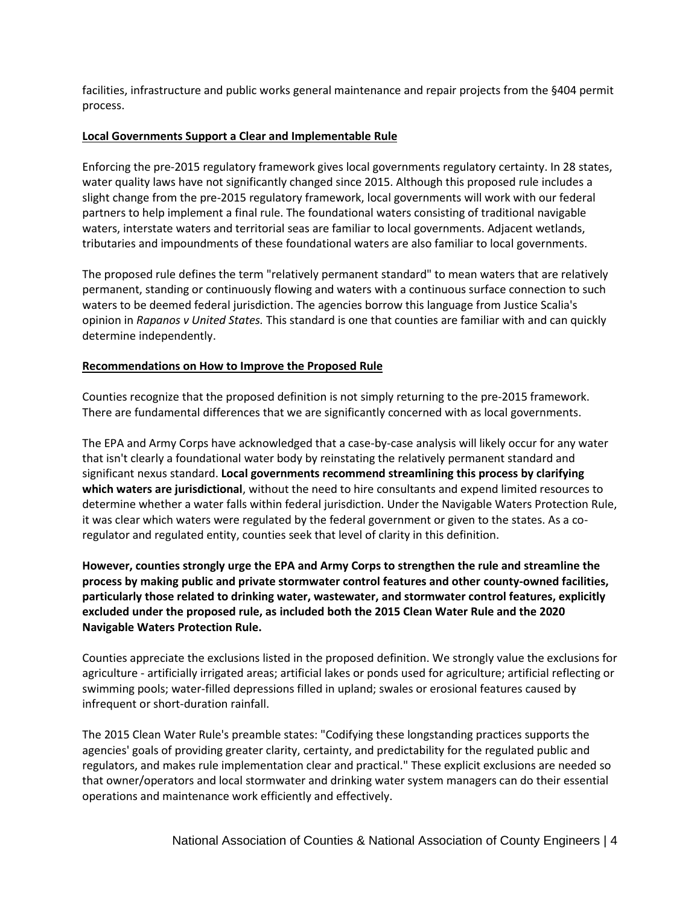facilities, infrastructure and public works general maintenance and repair projects from the §404 permit process.

## Local Governments Support a Clear and Implementable Rule

Enforcing the pre-2015 regulatory framework gives local governments regulatory certainty. In 28 states, water quality laws have not significantly changed since 2015. Although this proposed rule includes a slight change from the pre-2015 regulatory framework, local governments will work with our federal partners to help implement a final rule. The foundational waters consisting of traditional navigable waters, interstate waters and territorial seas are familiar to local governments. Adjacent wetlands, tributaries and impoundments of these foundational waters are also familiar to local governments.

The proposed rule defines the term "relatively permanent standard" to mean waters that are relatively permanent, standing or continuously flowing and waters with a continuous surface connection to such waters to be deemed federal jurisdiction. The agencies borrow this language from Justice Scalia's opinion in *Rapanos v United States.* This standard is one that counties are familiar with and can quickly determine independently.

## Recommendations on How to Improve the Proposed Rule

Counties recognize that the proposed definition is not simply returning to the pre-2015 framework. There are fundamental differences that we are significantly concerned with as local governments.

The EPA and Army Corps have acknowledged that a case-by-case analysis will likely occur for any water that isn't clearly a foundational water body by reinstating the relatively permanent standard and significant nexus standard. **Local governments recommend streamlining this process by clarifying which waters are jurisdictional**, without the need to hire consultants and expend limited resources to determine whether a water falls within federal jurisdiction. Under the Navigable Waters Protection Rule, it was clear which waters were regulated by the federal government or given to the states. As a co-regulator and regulated entity, counties seek that level of clarity in this definition.

**However, counties strongly urge the EPA and Army Corps to strengthen the rule and streamline the process by making public and private stormwater control features and other county-owned facilities, particularly those related to drinking water, wastewater, and stormwater control features, explicitly excluded under the proposed rule, as included both the 2015 Clean Water Rule and the 2020 Navigable Waters Protection Rule.**

Counties appreciate the exclusions listed in the proposed definition. We strongly value the exclusions for agriculture - artificially irrigated areas; artificial lakes or ponds used for agriculture; artificial reflecting or swimming pools; water-filled depressions filled in upland; swales or erosional features caused by infrequent or short-duration rainfall.

The 2015 Clean Water Rule's preamble states: "Codifying these longstanding practices supports the agencies' goals of providing greater clarity, certainty, and predictability for the regulated public and regulators, and makes rule implementation clear and practical." These explicit exclusions are needed so that owner/operators and local stormwater and drinking water system managers can do their essential operations and maintenance work efficiently and effectively.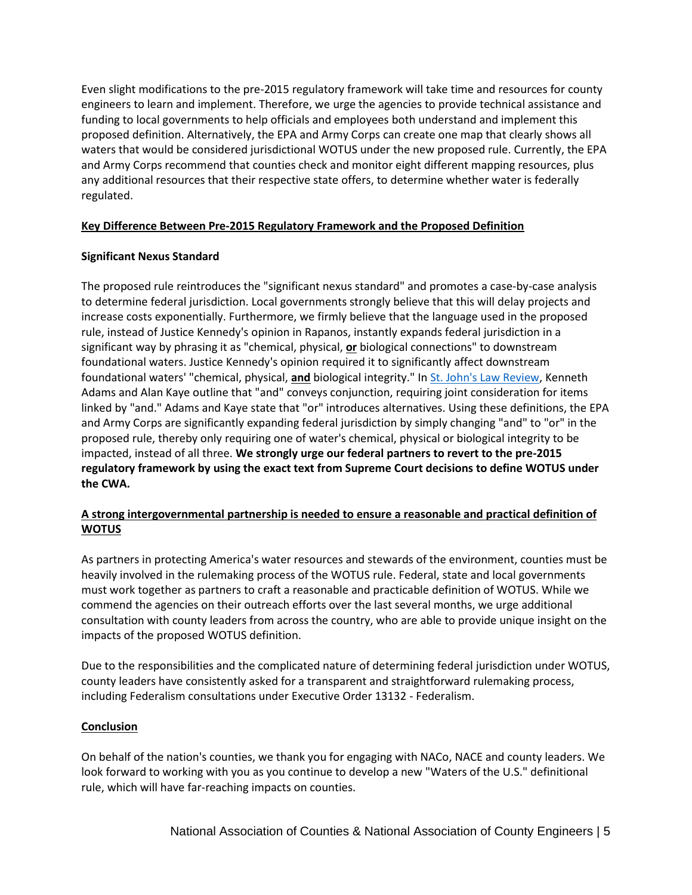Even slight modifications to the pre-2015 regulatory framework will take time and resources for county engineers to learn and implement. Therefore, we urge the agencies to provide technical assistance and funding to local governments to help officials and employees both understand and implement this proposed definition. Alternatively, the EPA and Army Corps can create one map that clearly shows all waters that would be considered jurisdictional WOTUS under the new proposed rule. Currently, the EPA and Army Corps recommend that counties check and monitor eight different mapping resources, plus any additional resources that their respective state offers, to determine whether water is federally regulated.

**Key Difference Between Pre-2015 Regulatory Framework and the Proposed Definition**

**Significant Nexus Standard**

The proposed rule reintroduces the "significant nexus standard" and promotes a case-by-case analysis to determine federal jurisdiction. Local governments strongly believe that this will delay projects and increase costs exponentially. Furthermore, we firmly believe that the language used in the proposed rule, instead of Justice Kennedy's opinion in Rapanos, instantly expands federal jurisdiction in a significant way by phrasing it as "chemical, physical, **or** biological connections" to downstream foundational waters. Justice Kennedy's opinion required it to significantly affect downstream foundational waters' "chemical, physical, **and** biological integrity." In [St. John's Law Review](), Kenneth Adams and Alan Kaye outline that "and" conveys conjunction, requiring joint consideration for items linked by "and." Adams and Kaye state that "or" introduces alternatives. Using these definitions, the EPA and Army Corps are significantly expanding federal jurisdiction by simply changing "and" to "or" in the proposed rule, thereby only requiring one of water's chemical, physical or biological integrity to be impacted, instead of all three. **We strongly urge our federal partners to revert to the pre-2015 regulatory framework by using the exact text from Supreme Court decisions to define WOTUS under the CWA.**

**A strong intergovernmental partnership is needed to ensure a reasonable and practical definition of WOTUS**

As partners in protecting America's water resources and stewards of the environment, counties must be heavily involved in the rulemaking process of the WOTUS rule. Federal, state and local governments must work together as partners to craft a reasonable and practicable definition of WOTUS. While we commend the agencies on their outreach efforts over the last several months, we urge additional consultation with county leaders from across the country, who are able to provide unique insight on the impacts of the proposed WOTUS definition.

Due to the responsibilities and the complicated nature of determining federal jurisdiction under WOTUS, county leaders have consistently asked for a transparent and straightforward rulemaking process, including Federalism consultations under Executive Order 13132 - Federalism.

**Conclusion**

On behalf of the nation's counties, we thank you for engaging with NACo, NACE and county leaders. We look forward to working with you as you continue to develop a new "Waters of the U.S." definitional rule, which will have far-reaching impacts on counties.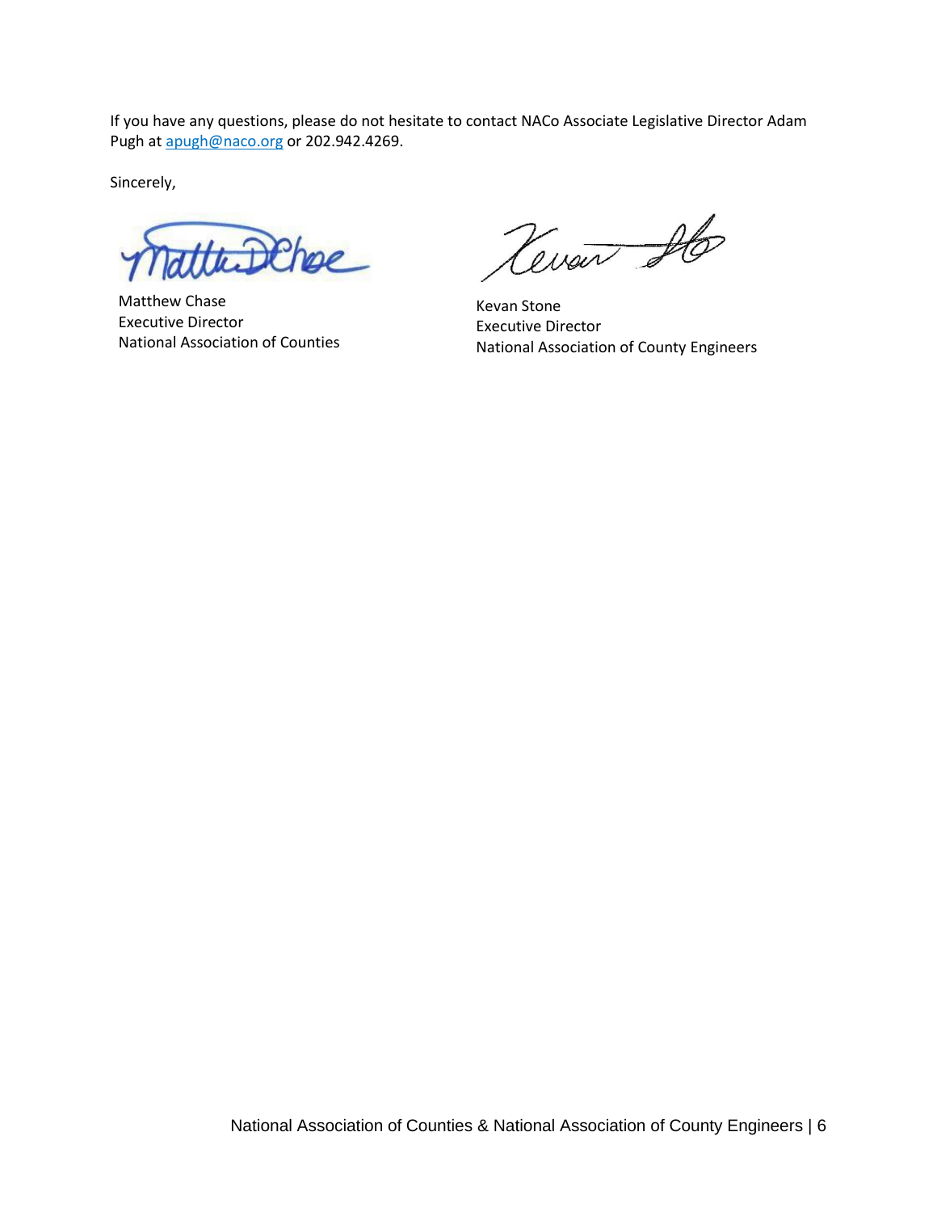If you have any questions, please do not hesitate to contact NACo Associate Legislative Director Adam Pugh at apugh@naco.org or 202.942.4269.

Sincerely,

Matthew Chase
Executive Director
National Association of Counties

Kevan Stone
Executive Director
National Association of County Engineers